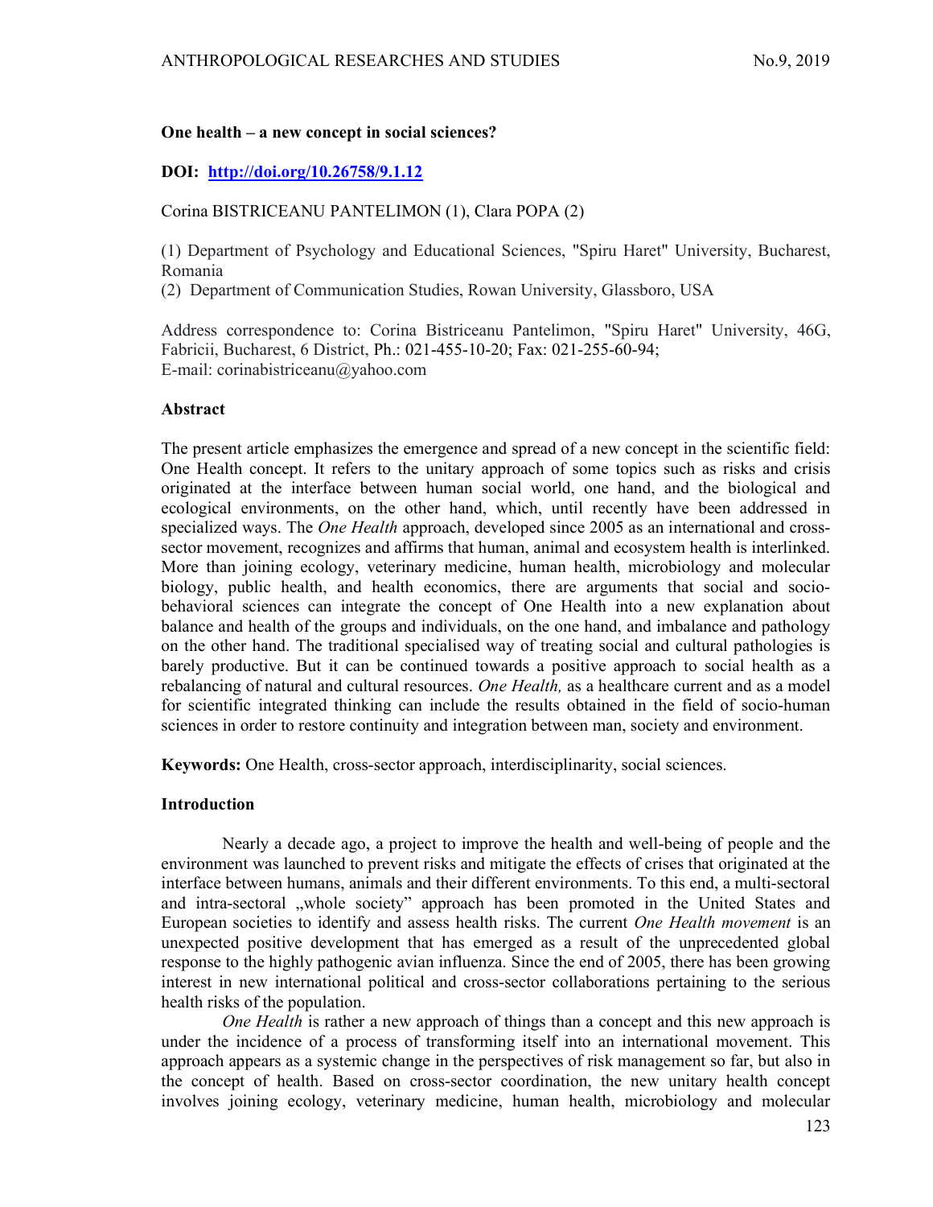**One health – a new concept in social sciences?**

**DOI: [http://doi.org/10.26758/9.1.12](http://doi.org/10.26758/9.1.12)**

Corina BISTRICEANU PANTELIMON (1), Clara POPA (2)

(1) Department of Psychology and Educational Sciences, "Spiru Haret" University, Bucharest, Romania
(2) Department of Communication Studies, Rowan University, Glassboro, USA

Address correspondence to: Corina Bistriceanu Pantelimon, "Spiru Haret" University, 46G, Fabricii, Bucharest, 6 District, Ph.: 021-455-10-20; Fax: 021-255-60-94;
E-mail: corinabistriceanu@yahoo.com

**Abstract**

The present article emphasizes the emergence and spread of a new concept in the scientific field: One Health concept. It refers to the unitary approach of some topics such as risks and crisis originated at the interface between human social world, one hand, and the biological and ecological environments, on the other hand, which, until recently have been addressed in specialized ways. The *One Health* approach, developed since 2005 as an international and cross-sector movement, recognizes and affirms that human, animal and ecosystem health is interlinked. More than joining ecology, veterinary medicine, human health, microbiology and molecular biology, public health, and health economics, there are arguments that social and socio-behavioral sciences can integrate the concept of One Health into a new explanation about balance and health of the groups and individuals, on the one hand, and imbalance and pathology on the other hand. The traditional specialised way of treating social and cultural pathologies is barely productive. But it can be continued towards a positive approach to social health as a rebalancing of natural and cultural resources. *One Health,* as a healthcare current and as a model for scientific integrated thinking can include the results obtained in the field of socio-human sciences in order to restore continuity and integration between man, society and environment.

**Keywords:** One Health, cross-sector approach, interdisciplinarity, social sciences.

**Introduction**

Nearly a decade ago, a project to improve the health and well-being of people and the environment was launched to prevent risks and mitigate the effects of crises that originated at the interface between humans, animals and their different environments. To this end, a multi-sectoral and intra-sectoral „whole society" approach has been promoted in the United States and European societies to identify and assess health risks. The current *One Health movement* is an unexpected positive development that has emerged as a result of the unprecedented global response to the highly pathogenic avian influenza. Since the end of 2005, there has been growing interest in new international political and cross-sector collaborations pertaining to the serious health risks of the population.

*One Health* is rather a new approach of things than a concept and this new approach is under the incidence of a process of transforming itself into an international movement. This approach appears as a systemic change in the perspectives of risk management so far, but also in the concept of health. Based on cross-sector coordination, the new unitary health concept involves joining ecology, veterinary medicine, human health, microbiology and molecular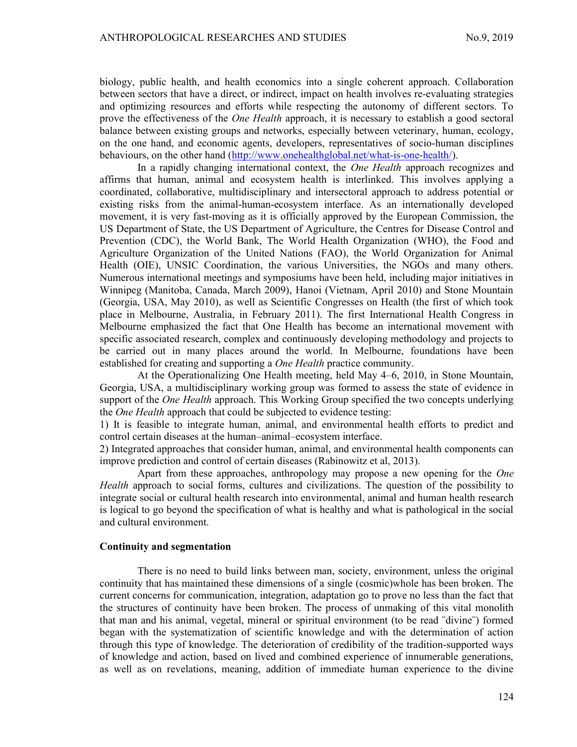biology, public health, and health economics into a single coherent approach. Collaboration between sectors that have a direct, or indirect, impact on health involves re-evaluating strategies and optimizing resources and efforts while respecting the autonomy of different sectors. To prove the effectiveness of the *One Health* approach, it is necessary to establish a good sectoral balance between existing groups and networks, especially between veterinary, human, ecology, on the one hand, and economic agents, developers, representatives of socio-human disciplines behaviours, on the other hand (http://www.onehealthglobal.net/what-is-one-health/).

In a rapidly changing international context, the *One Health* approach recognizes and affirms that human, animal and ecosystem health is interlinked. This involves applying a coordinated, collaborative, multidisciplinary and intersectoral approach to address potential or existing risks from the animal-human-ecosystem interface. As an internationally developed movement, it is very fast-moving as it is officially approved by the European Commission, the US Department of State, the US Department of Agriculture, the Centres for Disease Control and Prevention (CDC), the World Bank, The World Health Organization (WHO), the Food and Agriculture Organization of the United Nations (FAO), the World Organization for Animal Health (OIE), UNSIC Coordination, the various Universities, the NGOs and many others. Numerous international meetings and symposiums have been held, including major initiatives in Winnipeg (Manitoba, Canada, March 2009), Hanoi (Vietnam, April 2010) and Stone Mountain (Georgia, USA, May 2010), as well as Scientific Congresses on Health (the first of which took place in Melbourne, Australia, in February 2011). The first International Health Congress in Melbourne emphasized the fact that One Health has become an international movement with specific associated research, complex and continuously developing methodology and projects to be carried out in many places around the world. In Melbourne, foundations have been established for creating and supporting a *One Health* practice community.

At the Operationalizing One Health meeting, held May 4–6, 2010, in Stone Mountain, Georgia, USA, a multidisciplinary working group was formed to assess the state of evidence in support of the *One Health* approach. This Working Group specified the two concepts underlying the *One Health* approach that could be subjected to evidence testing:

1) It is feasible to integrate human, animal, and environmental health efforts to predict and control certain diseases at the human–animal–ecosystem interface.

2) Integrated approaches that consider human, animal, and environmental health components can improve prediction and control of certain diseases (Rabinowitz et al, 2013).

Apart from these approaches, anthropology may propose a new opening for the *One Health* approach to social forms, cultures and civilizations. The question of the possibility to integrate social or cultural health research into environmental, animal and human health research is logical to go beyond the specification of what is healthy and what is pathological in the social and cultural environment.

**Continuity and segmentation**

There is no need to build links between man, society, environment, unless the original continuity that has maintained these dimensions of a single (cosmic)whole has been broken. The current concerns for communication, integration, adaptation go to prove no less than the fact that the structures of continuity have been broken. The process of unmaking of this vital monolith that man and his animal, vegetal, mineral or spiritual environment (to be read ¨divine¨) formed began with the systematization of scientific knowledge and with the determination of action through this type of knowledge. The deterioration of credibility of the tradition-supported ways of knowledge and action, based on lived and combined experience of innumerable generations, as well as on revelations, meaning, addition of immediate human experience to the divine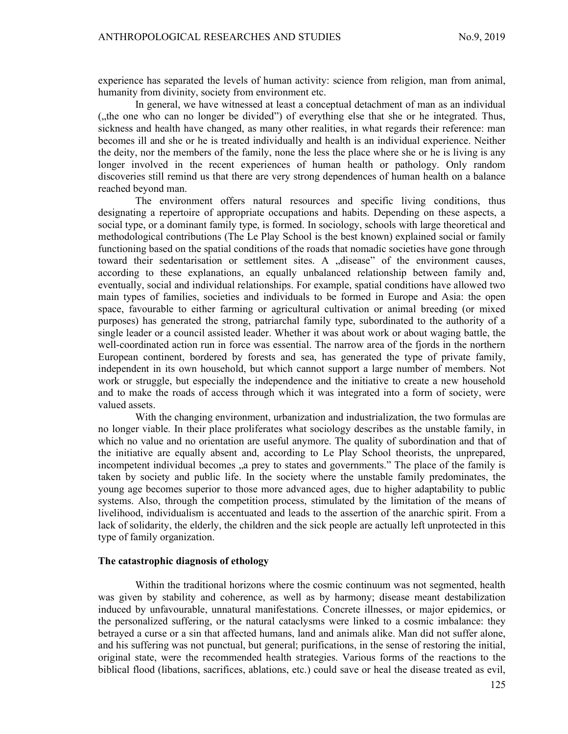experience has separated the levels of human activity: science from religion, man from animal, humanity from divinity, society from environment etc.

In general, we have witnessed at least a conceptual detachment of man as an individual („the one who can no longer be divided") of everything else that she or he integrated. Thus, sickness and health have changed, as many other realities, in what regards their reference: man becomes ill and she or he is treated individually and health is an individual experience. Neither the deity, nor the members of the family, none the less the place where she or he is living is any longer involved in the recent experiences of human health or pathology. Only random discoveries still remind us that there are very strong dependences of human health on a balance reached beyond man.

The environment offers natural resources and specific living conditions, thus designating a repertoire of appropriate occupations and habits. Depending on these aspects, a social type, or a dominant family type, is formed. In sociology, schools with large theoretical and methodological contributions (The Le Play School is the best known) explained social or family functioning based on the spatial conditions of the roads that nomadic societies have gone through toward their sedentarisation or settlement sites. A „disease" of the environment causes, according to these explanations, an equally unbalanced relationship between family and, eventually, social and individual relationships. For example, spatial conditions have allowed two main types of families, societies and individuals to be formed in Europe and Asia: the open space, favourable to either farming or agricultural cultivation or animal breeding (or mixed purposes) has generated the strong, patriarchal family type, subordinated to the authority of a single leader or a council assisted leader. Whether it was about work or about waging battle, the well-coordinated action run in force was essential. The narrow area of the fjords in the northern European continent, bordered by forests and sea, has generated the type of private family, independent in its own household, but which cannot support a large number of members. Not work or struggle, but especially the independence and the initiative to create a new household and to make the roads of access through which it was integrated into a form of society, were valued assets.

With the changing environment, urbanization and industrialization, the two formulas are no longer viable. In their place proliferates what sociology describes as the unstable family, in which no value and no orientation are useful anymore. The quality of subordination and that of the initiative are equally absent and, according to Le Play School theorists, the unprepared, incompetent individual becomes „a prey to states and governments." The place of the family is taken by society and public life. In the society where the unstable family predominates, the young age becomes superior to those more advanced ages, due to higher adaptability to public systems. Also, through the competition process, stimulated by the limitation of the means of livelihood, individualism is accentuated and leads to the assertion of the anarchic spirit. From a lack of solidarity, the elderly, the children and the sick people are actually left unprotected in this type of family organization.

**The catastrophic diagnosis of ethology**

Within the traditional horizons where the cosmic continuum was not segmented, health was given by stability and coherence, as well as by harmony; disease meant destabilization induced by unfavourable, unnatural manifestations. Concrete illnesses, or major epidemics, or the personalized suffering, or the natural cataclysms were linked to a cosmic imbalance: they betrayed a curse or a sin that affected humans, land and animals alike. Man did not suffer alone, and his suffering was not punctual, but general; purifications, in the sense of restoring the initial, original state, were the recommended health strategies. Various forms of the reactions to the biblical flood (libations, sacrifices, ablations, etc.) could save or heal the disease treated as evil,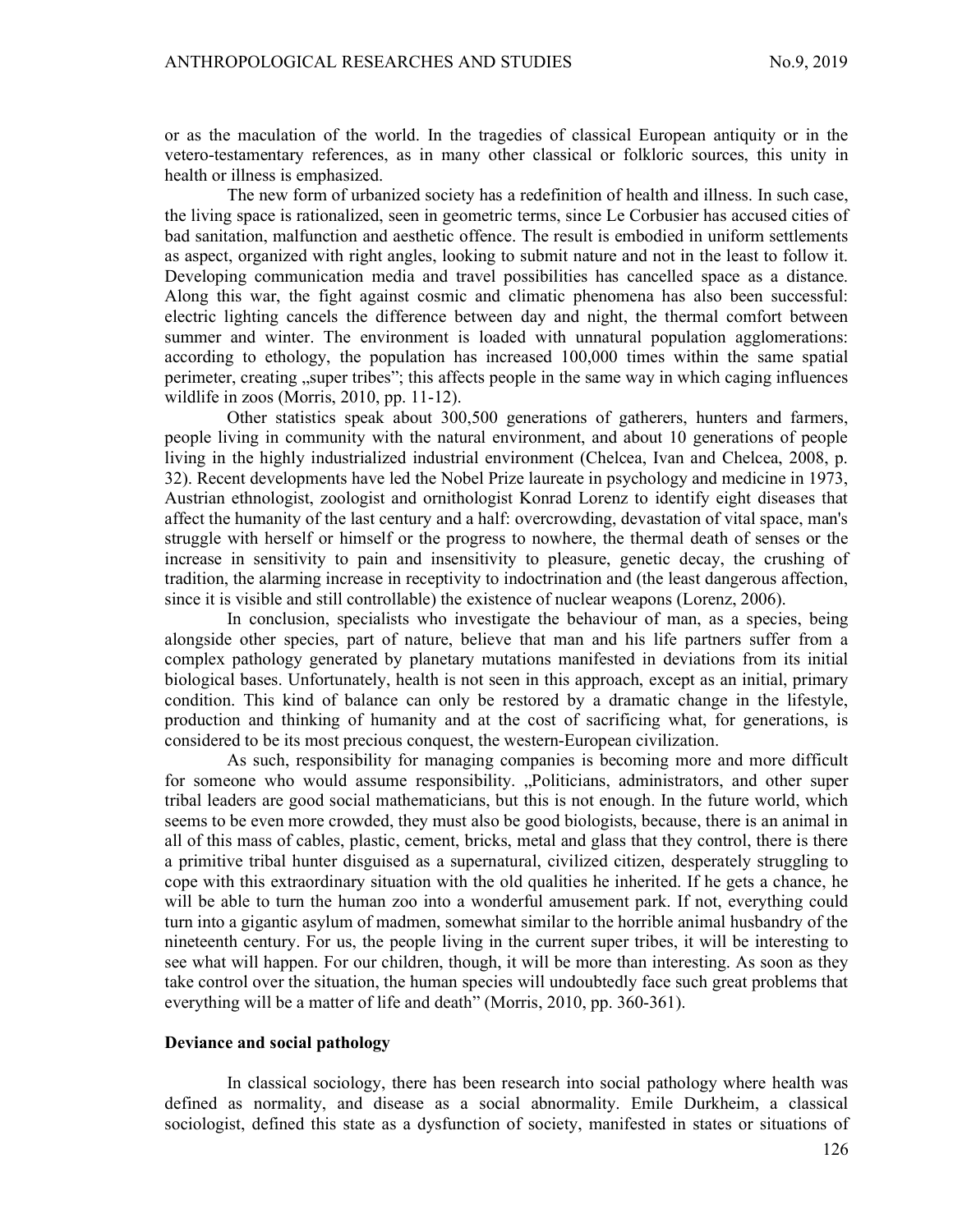or as the maculation of the world. In the tragedies of classical European antiquity or in the vetero-testamentary references, as in many other classical or folkloric sources, this unity in health or illness is emphasized.

The new form of urbanized society has a redefinition of health and illness. In such case, the living space is rationalized, seen in geometric terms, since Le Corbusier has accused cities of bad sanitation, malfunction and aesthetic offence. The result is embodied in uniform settlements as aspect, organized with right angles, looking to submit nature and not in the least to follow it. Developing communication media and travel possibilities has cancelled space as a distance. Along this war, the fight against cosmic and climatic phenomena has also been successful: electric lighting cancels the difference between day and night, the thermal comfort between summer and winter. The environment is loaded with unnatural population agglomerations: according to ethology, the population has increased 100,000 times within the same spatial perimeter, creating „super tribes"; this affects people in the same way in which caging influences wildlife in zoos (Morris, 2010, pp. 11-12).

Other statistics speak about 300,500 generations of gatherers, hunters and farmers, people living in community with the natural environment, and about 10 generations of people living in the highly industrialized industrial environment (Chelcea, Ivan and Chelcea, 2008, p. 32). Recent developments have led the Nobel Prize laureate in psychology and medicine in 1973, Austrian ethnologist, zoologist and ornithologist Konrad Lorenz to identify eight diseases that affect the humanity of the last century and a half: overcrowding, devastation of vital space, man's struggle with herself or himself or the progress to nowhere, the thermal death of senses or the increase in sensitivity to pain and insensitivity to pleasure, genetic decay, the crushing of tradition, the alarming increase in receptivity to indoctrination and (the least dangerous affection, since it is visible and still controllable) the existence of nuclear weapons (Lorenz, 2006).

In conclusion, specialists who investigate the behaviour of man, as a species, being alongside other species, part of nature, believe that man and his life partners suffer from a complex pathology generated by planetary mutations manifested in deviations from its initial biological bases. Unfortunately, health is not seen in this approach, except as an initial, primary condition. This kind of balance can only be restored by a dramatic change in the lifestyle, production and thinking of humanity and at the cost of sacrificing what, for generations, is considered to be its most precious conquest, the western-European civilization.

As such, responsibility for managing companies is becoming more and more difficult for someone who would assume responsibility. „Politicians, administrators, and other super tribal leaders are good social mathematicians, but this is not enough. In the future world, which seems to be even more crowded, they must also be good biologists, because, there is an animal in all of this mass of cables, plastic, cement, bricks, metal and glass that they control, there is there a primitive tribal hunter disguised as a supernatural, civilized citizen, desperately struggling to cope with this extraordinary situation with the old qualities he inherited. If he gets a chance, he will be able to turn the human zoo into a wonderful amusement park. If not, everything could turn into a gigantic asylum of madmen, somewhat similar to the horrible animal husbandry of the nineteenth century. For us, the people living in the current super tribes, it will be interesting to see what will happen. For our children, though, it will be more than interesting. As soon as they take control over the situation, the human species will undoubtedly face such great problems that everything will be a matter of life and death" (Morris, 2010, pp. 360-361).

## Deviance and social pathology

In classical sociology, there has been research into social pathology where health was defined as normality, and disease as a social abnormality. Emile Durkheim, a classical sociologist, defined this state as a dysfunction of society, manifested in states or situations of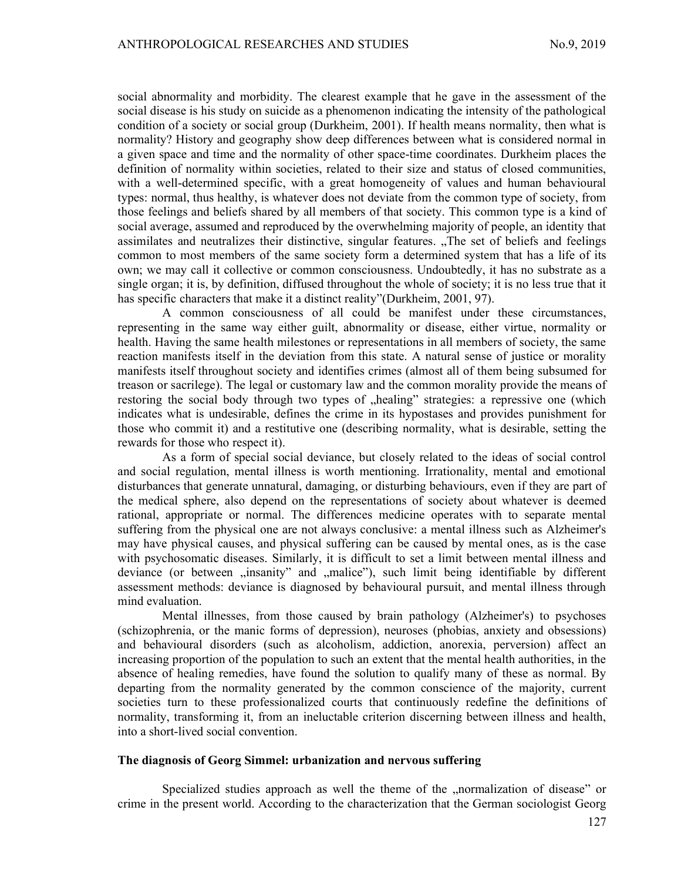social abnormality and morbidity. The clearest example that he gave in the assessment of the social disease is his study on suicide as a phenomenon indicating the intensity of the pathological condition of a society or social group (Durkheim, 2001). If health means normality, then what is normality? History and geography show deep differences between what is considered normal in a given space and time and the normality of other space-time coordinates. Durkheim places the definition of normality within societies, related to their size and status of closed communities, with a well-determined specific, with a great homogeneity of values and human behavioural types: normal, thus healthy, is whatever does not deviate from the common type of society, from those feelings and beliefs shared by all members of that society. This common type is a kind of social average, assumed and reproduced by the overwhelming majority of people, an identity that assimilates and neutralizes their distinctive, singular features. „The set of beliefs and feelings common to most members of the same society form a determined system that has a life of its own; we may call it collective or common consciousness. Undoubtedly, it has no substrate as a single organ; it is, by definition, diffused throughout the whole of society; it is no less true that it has specific characters that make it a distinct reality"(Durkheim, 2001, 97).

A common consciousness of all could be manifest under these circumstances, representing in the same way either guilt, abnormality or disease, either virtue, normality or health. Having the same health milestones or representations in all members of society, the same reaction manifests itself in the deviation from this state. A natural sense of justice or morality manifests itself throughout society and identifies crimes (almost all of them being subsumed for treason or sacrilege). The legal or customary law and the common morality provide the means of restoring the social body through two types of „healing" strategies: a repressive one (which indicates what is undesirable, defines the crime in its hypostases and provides punishment for those who commit it) and a restitutive one (describing normality, what is desirable, setting the rewards for those who respect it).

As a form of special social deviance, but closely related to the ideas of social control and social regulation, mental illness is worth mentioning. Irrationality, mental and emotional disturbances that generate unnatural, damaging, or disturbing behaviours, even if they are part of the medical sphere, also depend on the representations of society about whatever is deemed rational, appropriate or normal. The differences medicine operates with to separate mental suffering from the physical one are not always conclusive: a mental illness such as Alzheimer's may have physical causes, and physical suffering can be caused by mental ones, as is the case with psychosomatic diseases. Similarly, it is difficult to set a limit between mental illness and deviance (or between „insanity" and „malice"), such limit being identifiable by different assessment methods: deviance is diagnosed by behavioural pursuit, and mental illness through mind evaluation.

Mental illnesses, from those caused by brain pathology (Alzheimer's) to psychoses (schizophrenia, or the manic forms of depression), neuroses (phobias, anxiety and obsessions) and behavioural disorders (such as alcoholism, addiction, anorexia, perversion) affect an increasing proportion of the population to such an extent that the mental health authorities, in the absence of healing remedies, have found the solution to qualify many of these as normal. By departing from the normality generated by the common conscience of the majority, current societies turn to these professionalized courts that continuously redefine the definitions of normality, transforming it, from an ineluctable criterion discerning between illness and health, into a short-lived social convention.

## The diagnosis of Georg Simmel: urbanization and nervous suffering

Specialized studies approach as well the theme of the „normalization of disease" or crime in the present world. According to the characterization that the German sociologist Georg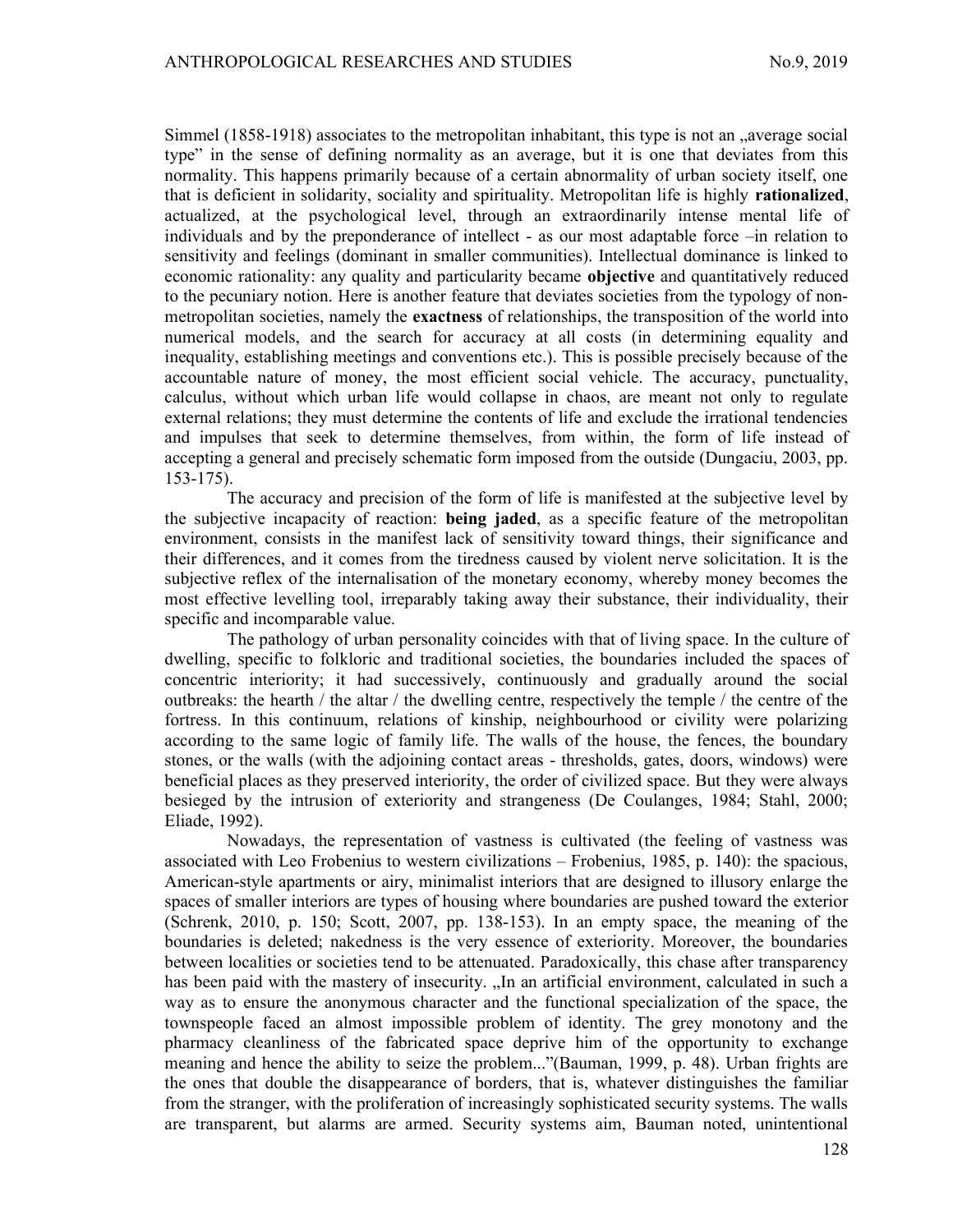Simmel (1858-1918) associates to the metropolitan inhabitant, this type is not an „average social type" in the sense of defining normality as an average, but it is one that deviates from this normality. This happens primarily because of a certain abnormality of urban society itself, one that is deficient in solidarity, sociality and spirituality. Metropolitan life is highly **rationalized**, actualized, at the psychological level, through an extraordinarily intense mental life of individuals and by the preponderance of intellect - as our most adaptable force –in relation to sensitivity and feelings (dominant in smaller communities). Intellectual dominance is linked to economic rationality: any quality and particularity became **objective** and quantitatively reduced to the pecuniary notion. Here is another feature that deviates societies from the typology of non-metropolitan societies, namely the **exactness** of relationships, the transposition of the world into numerical models, and the search for accuracy at all costs (in determining equality and inequality, establishing meetings and conventions etc.). This is possible precisely because of the accountable nature of money, the most efficient social vehicle. The accuracy, punctuality, calculus, without which urban life would collapse in chaos, are meant not only to regulate external relations; they must determine the contents of life and exclude the irrational tendencies and impulses that seek to determine themselves, from within, the form of life instead of accepting a general and precisely schematic form imposed from the outside (Dungaciu, 2003, pp. 153-175).

The accuracy and precision of the form of life is manifested at the subjective level by the subjective incapacity of reaction: **being jaded**, as a specific feature of the metropolitan environment, consists in the manifest lack of sensitivity toward things, their significance and their differences, and it comes from the tiredness caused by violent nerve solicitation. It is the subjective reflex of the internalisation of the monetary economy, whereby money becomes the most effective levelling tool, irreparably taking away their substance, their individuality, their specific and incomparable value.

The pathology of urban personality coincides with that of living space. In the culture of dwelling, specific to folkloric and traditional societies, the boundaries included the spaces of concentric interiority; it had successively, continuously and gradually around the social outbreaks: the hearth / the altar / the dwelling centre, respectively the temple / the centre of the fortress. In this continuum, relations of kinship, neighbourhood or civility were polarizing according to the same logic of family life. The walls of the house, the fences, the boundary stones, or the walls (with the adjoining contact areas - thresholds, gates, doors, windows) were beneficial places as they preserved interiority, the order of civilized space. But they were always besieged by the intrusion of exteriority and strangeness (De Coulanges, 1984; Stahl, 2000; Eliade, 1992).

Nowadays, the representation of vastness is cultivated (the feeling of vastness was associated with Leo Frobenius to western civilizations – Frobenius, 1985, p. 140): the spacious, American-style apartments or airy, minimalist interiors that are designed to illusory enlarge the spaces of smaller interiors are types of housing where boundaries are pushed toward the exterior (Schrenk, 2010, p. 150; Scott, 2007, pp. 138-153). In an empty space, the meaning of the boundaries is deleted; nakedness is the very essence of exteriority. Moreover, the boundaries between localities or societies tend to be attenuated. Paradoxically, this chase after transparency has been paid with the mastery of insecurity. „In an artificial environment, calculated in such a way as to ensure the anonymous character and the functional specialization of the space, the townspeople faced an almost impossible problem of identity. The grey monotony and the pharmacy cleanliness of the fabricated space deprive him of the opportunity to exchange meaning and hence the ability to seize the problem..."(Bauman, 1999, p. 48). Urban frights are the ones that double the disappearance of borders, that is, whatever distinguishes the familiar from the stranger, with the proliferation of increasingly sophisticated security systems. The walls are transparent, but alarms are armed. Security systems aim, Bauman noted, unintentional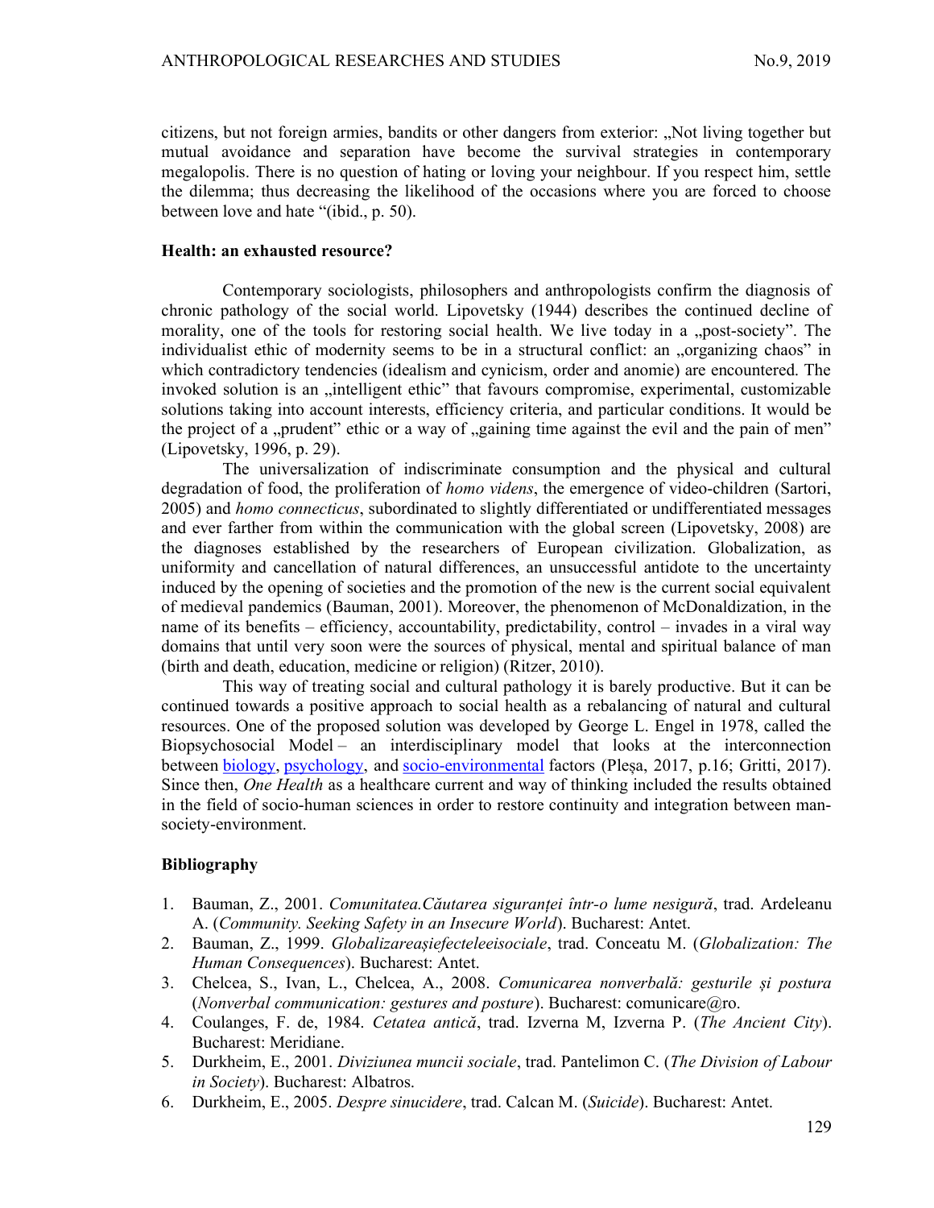citizens, but not foreign armies, bandits or other dangers from exterior: „Not living together but mutual avoidance and separation have become the survival strategies in contemporary megalopolis. There is no question of hating or loving your neighbour. If you respect him, settle the dilemma; thus decreasing the likelihood of the occasions where you are forced to choose between love and hate "(ibid., p. 50).

### Health: an exhausted resource?

Contemporary sociologists, philosophers and anthropologists confirm the diagnosis of chronic pathology of the social world. Lipovetsky (1944) describes the continued decline of morality, one of the tools for restoring social health. We live today in a „post-society". The individualist ethic of modernity seems to be in a structural conflict: an „organizing chaos" in which contradictory tendencies (idealism and cynicism, order and anomie) are encountered. The invoked solution is an „intelligent ethic" that favours compromise, experimental, customizable solutions taking into account interests, efficiency criteria, and particular conditions. It would be the project of a „prudent" ethic or a way of „gaining time against the evil and the pain of men" (Lipovetsky, 1996, p. 29).

The universalization of indiscriminate consumption and the physical and cultural degradation of food, the proliferation of *homo videns*, the emergence of video-children (Sartori, 2005) and *homo connecticus*, subordinated to slightly differentiated or undifferentiated messages and ever farther from within the communication with the global screen (Lipovetsky, 2008) are the diagnoses established by the researchers of European civilization. Globalization, as uniformity and cancellation of natural differences, an unsuccessful antidote to the uncertainty induced by the opening of societies and the promotion of the new is the current social equivalent of medieval pandemics (Bauman, 2001). Moreover, the phenomenon of McDonaldization, in the name of its benefits – efficiency, accountability, predictability, control – invades in a viral way domains that until very soon were the sources of physical, mental and spiritual balance of man (birth and death, education, medicine or religion) (Ritzer, 2010).

This way of treating social and cultural pathology it is barely productive. But it can be continued towards a positive approach to social health as a rebalancing of natural and cultural resources. One of the proposed solution was developed by George L. Engel in 1978, called the Biopsychosocial Model – an interdisciplinary model that looks at the interconnection between biology, psychology, and socio-environmental factors (Pleșa, 2017, p.16; Gritti, 2017). Since then, *One Health* as a healthcare current and way of thinking included the results obtained in the field of socio-human sciences in order to restore continuity and integration between man-society-environment.

### Bibliography

1. Bauman, Z., 2001. *Comunitatea.Căutarea siguranței într-o lume nesigură*, trad. Ardeleanu A. (*Community. Seeking Safety in an Insecure World*). Bucharest: Antet.
2. Bauman, Z., 1999. *Globalizareașiefecteleeisociale*, trad. Conceatu M. (*Globalization: The Human Consequences*). Bucharest: Antet.
3. Chelcea, S., Ivan, L., Chelcea, A., 2008. *Comunicarea nonverbală: gesturile și postura* (*Nonverbal communication: gestures and posture*). Bucharest: comunicare@ro.
4. Coulanges, F. de, 1984. *Cetatea antică*, trad. Izverna M, Izverna P. (*The Ancient City*). Bucharest: Meridiane.
5. Durkheim, E., 2001. *Diviziunea muncii sociale*, trad. Pantelimon C. (*The Division of Labour in Society*). Bucharest: Albatros.
6. Durkheim, E., 2005. *Despre sinucidere*, trad. Calcan M. (*Suicide*). Bucharest: Antet.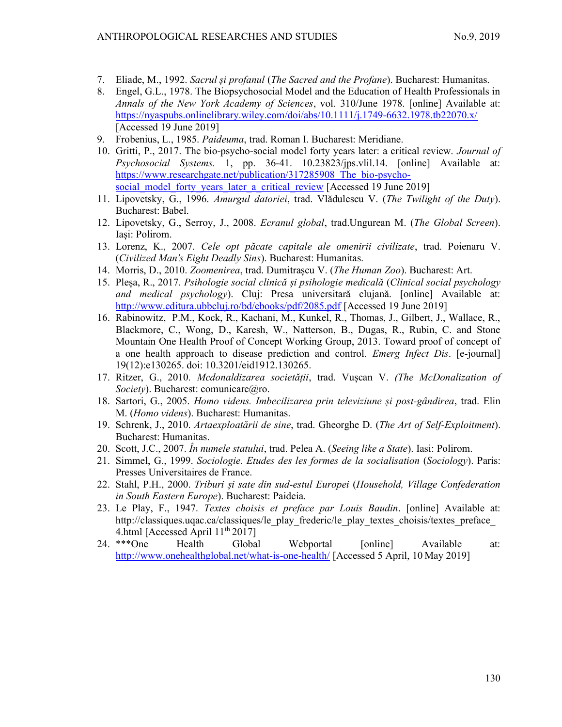7. Eliade, M., 1992. *Sacrul și profanul* (*The Sacred and the Profane*). Bucharest: Humanitas.
8. Engel, G.L., 1978. The Biopsychosocial Model and the Education of Health Professionals in *Annals of the New York Academy of Sciences*, vol. 310/June 1978. [online] Available at: https://nyaspubs.onlinelibrary.wiley.com/doi/abs/10.1111/j.1749-6632.1978.tb22070.x/ [Accessed 19 June 2019]
9. Frobenius, L., 1985. *Paideuma*, trad. Roman I. Bucharest: Meridiane.
10. Gritti, P., 2017. The bio-psycho-social model forty years later: a critical review. *Journal of Psychosocial Systems.* 1, pp. 36-41. 10.23823/jps.vlil.14. [online] Available at: https://www.researchgate.net/publication/317285908_The_bio-psycho-social_model_forty_years_later_a_critical_review [Accessed 19 June 2019]
11. Lipovetsky, G., 1996. *Amurgul datoriei*, trad. Vlădulescu V. (*The Twilight of the Duty*). Bucharest: Babel.
12. Lipovetsky, G., Serroy, J., 2008. *Ecranul global*, trad.Ungurean M. (*The Global Screen*). Iași: Polirom.
13. Lorenz, K., 2007. *Cele opt păcate capitale ale omenirii civilizate*, trad. Poienaru V. (*Civilized Man's Eight Deadly Sins*). Bucharest: Humanitas.
14. Morris, D., 2010. *Zoomenirea*, trad. Dumitrașcu V. (*The Human Zoo*). Bucharest: Art.
15. Pleșa, R., 2017. *Psihologie social clinică și psihologie medicală* (*Clinical social psychology and medical psychology*). Cluj: Presa universitară clujană. [online] Available at: http://www.editura.ubbcluj.ro/bd/ebooks/pdf/2085.pdf [Accessed 19 June 2019]
16. Rabinowitz, P.M., Kock, R., Kachani, M., Kunkel, R., Thomas, J., Gilbert, J., Wallace, R., Blackmore, C., Wong, D., Karesh, W., Natterson, B., Dugas, R., Rubin, C. and Stone Mountain One Health Proof of Concept Working Group, 2013. Toward proof of concept of a one health approach to disease prediction and control. *Emerg Infect Dis*. [e-journal] 19(12):e130265. doi: 10.3201/eid1912.130265.
17. Ritzer, G., 2010. *Mcdonaldizarea societății*, trad. Vușcan V. *(The McDonalization of Society*). Bucharest: comunicare@ro.
18. Sartori, G., 2005. *Homo videns. Imbecilizarea prin televiziune și post-gândirea*, trad. Elin M. (*Homo videns*). Bucharest: Humanitas.
19. Schrenk, J., 2010. *Artaexploatării de sine*, trad. Gheorghe D. (*The Art of Self-Exploitment*). Bucharest: Humanitas.
20. Scott, J.C., 2007. *În numele statului*, trad. Pelea A. (*Seeing like a State*). Iasi: Polirom.
21. Simmel, G., 1999. *Sociologie. Etudes des les formes de la socialisation* (*Sociology*). Paris: Presses Universitaires de France.
22. Stahl, P.H., 2000. *Triburi și sate din sud-estul Europei* (*Household, Village Confederation in South Eastern Europe*). Bucharest: Paideia.
23. Le Play, F., 1947. *Textes choisis et preface par Louis Baudin*. [online] Available at: http://classiques.uqac.ca/classiques/le_play_frederic/le_play_textes_choisis/textes_preface_4.html [Accessed April 11th 2017]
24. ***One Health Global Webportal [online] Available at: http://www.onehealthglobal.net/what-is-one-health/ [Accessed 5 April, 10 May 2019]